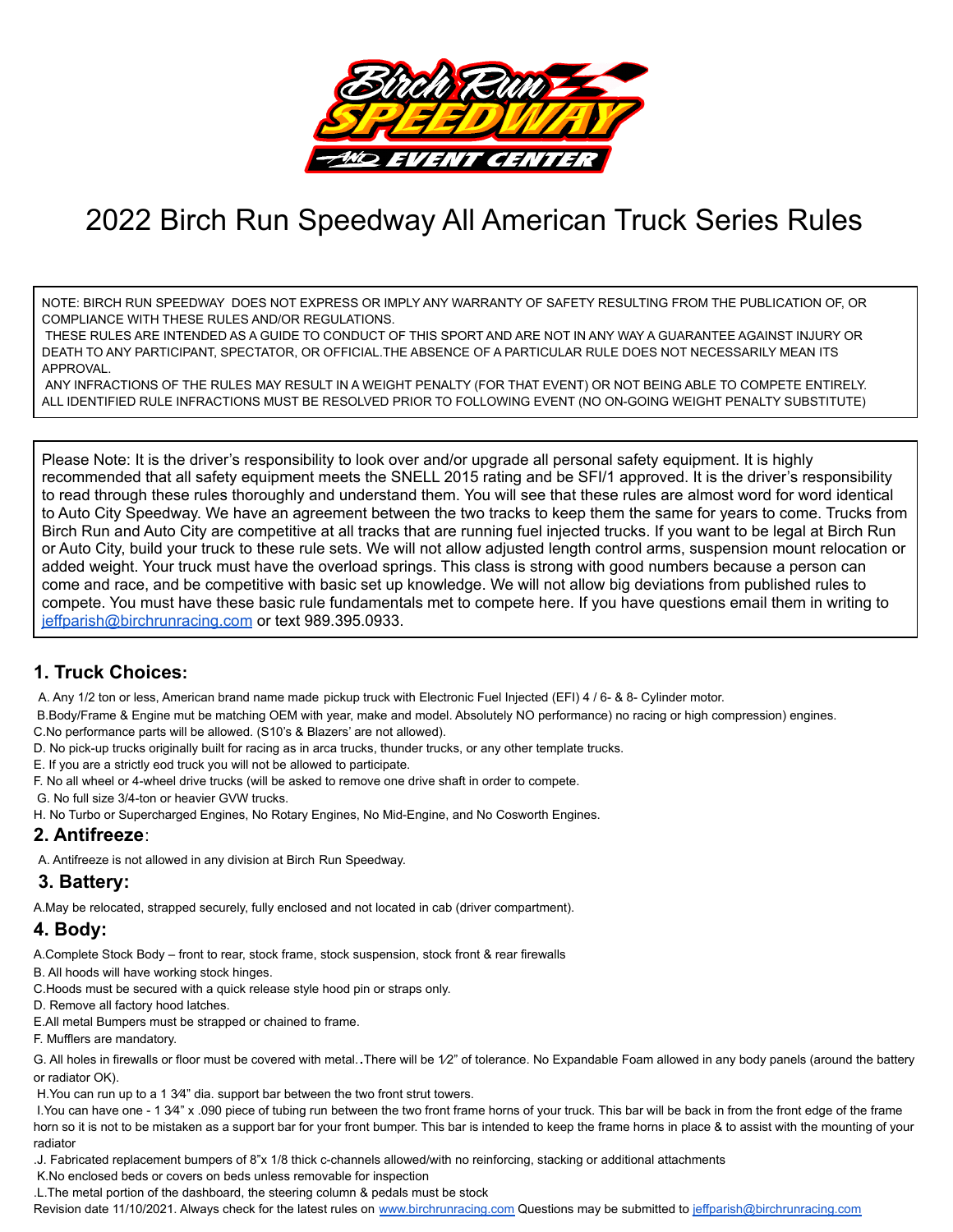# 2022 Birch Run Speedway All American Truck Series Rules

NOTE: BIRCH RUN SPEEDWAY DOES NOT EXPRESS OR IMPLY ANY WARRANTY OF SAFETY RESULTING FROM THE PUBLICATION OF, OR COMPLIANCE WITH THESE RULES AND/OR REGULATIONS.
THESE RULES ARE INTENDED AS A GUIDE TO CONDUCT OF THIS SPORT AND ARE NOT IN ANY WAY A GUARANTEE AGAINST INJURY OR DEATH TO ANY PARTICIPANT, SPECTATOR, OR OFFICIAL.THE ABSENCE OF A PARTICULAR RULE DOES NOT NECESSARILY MEAN ITS APPROVAL.
ANY INFRACTIONS OF THE RULES MAY RESULT IN A WEIGHT PENALTY (FOR THAT EVENT) OR NOT BEING ABLE TO COMPETE ENTIRELY. ALL IDENTIFIED RULE INFRACTIONS MUST BE RESOLVED PRIOR TO FOLLOWING EVENT (NO ON-GOING WEIGHT PENALTY SUBSTITUTE)

Please Note: It is the driver's responsibility to look over and/or upgrade all personal safety equipment. It is highly recommended that all safety equipment meets the SNELL 2015 rating and be SFI/1 approved. It is the driver's responsibility to read through these rules thoroughly and understand them. You will see that these rules are almost word for word identical to Auto City Speedway. We have an agreement between the two tracks to keep them the same for years to come. Trucks from Birch Run and Auto City are competitive at all tracks that are running fuel injected trucks. If you want to be legal at Birch Run or Auto City, build your truck to these rule sets. We will not allow adjusted length control arms, suspension mount relocation or added weight. Your truck must have the overload springs. This class is strong with good numbers because a person can come and race, and be competitive with basic set up knowledge. We will not allow big deviations from published rules to compete. You must have these basic rule fundamentals met to compete here. If you have questions email them in writing to jeffparish@birchrunracing.com or text 989.395.0933.

## 1. Truck Choices:

A. Any 1/2 ton or less, American brand name made pickup truck with Electronic Fuel Injected (EFI) 4 / 6- & 8- Cylinder motor.
B.Body/Frame & Engine mut be matching OEM with year, make and model. Absolutely NO performance) no racing or high compression) engines.
C.No performance parts will be allowed. (S10's & Blazers' are not allowed).
D. No pick-up trucks originally built for racing as in arca trucks, thunder trucks, or any other template trucks.
E. If you are a strictly eod truck you will not be allowed to participate.
F. No all wheel or 4-wheel drive trucks (will be asked to remove one drive shaft in order to compete.
G. No full size 3/4-ton or heavier GVW trucks.
H. No Turbo or Supercharged Engines, No Rotary Engines, No Mid-Engine, and No Cosworth Engines.

## 2. Antifreeze:

A. Antifreeze is not allowed in any division at Birch Run Speedway.

## 3. Battery:

A.May be relocated, strapped securely, fully enclosed and not located in cab (driver compartment).

## 4. Body:

A.Complete Stock Body – front to rear, stock frame, stock suspension, stock front & rear firewalls
B. All hoods will have working stock hinges.
C.Hoods must be secured with a quick release style hood pin or straps only.
D. Remove all factory hood latches.
E.All metal Bumpers must be strapped or chained to frame.
F. Mufflers are mandatory.
G. All holes in firewalls or floor must be covered with metal..There will be 1⁄2" of tolerance. No Expandable Foam allowed in any body panels (around the battery or radiator OK).
H.You can run up to a 1 3⁄4" dia. support bar between the two front strut towers.
I.You can have one - 1 3⁄4" x .090 piece of tubing run between the two front frame horns of your truck. This bar will be back in from the front edge of the frame horn so it is not to be mistaken as a support bar for your front bumper. This bar is intended to keep the frame horns in place & to assist with the mounting of your radiator
.J. Fabricated replacement bumpers of 8"x 1/8 thick c-channels allowed/with no reinforcing, stacking or additional attachments
K.No enclosed beds or covers on beds unless removable for inspection
.L.The metal portion of the dashboard, the steering column & pedals must be stock

Revision date 11/10/2021. Always check for the latest rules on www.birchrunracing.com Questions may be submitted to jeffparish@birchrunracing.com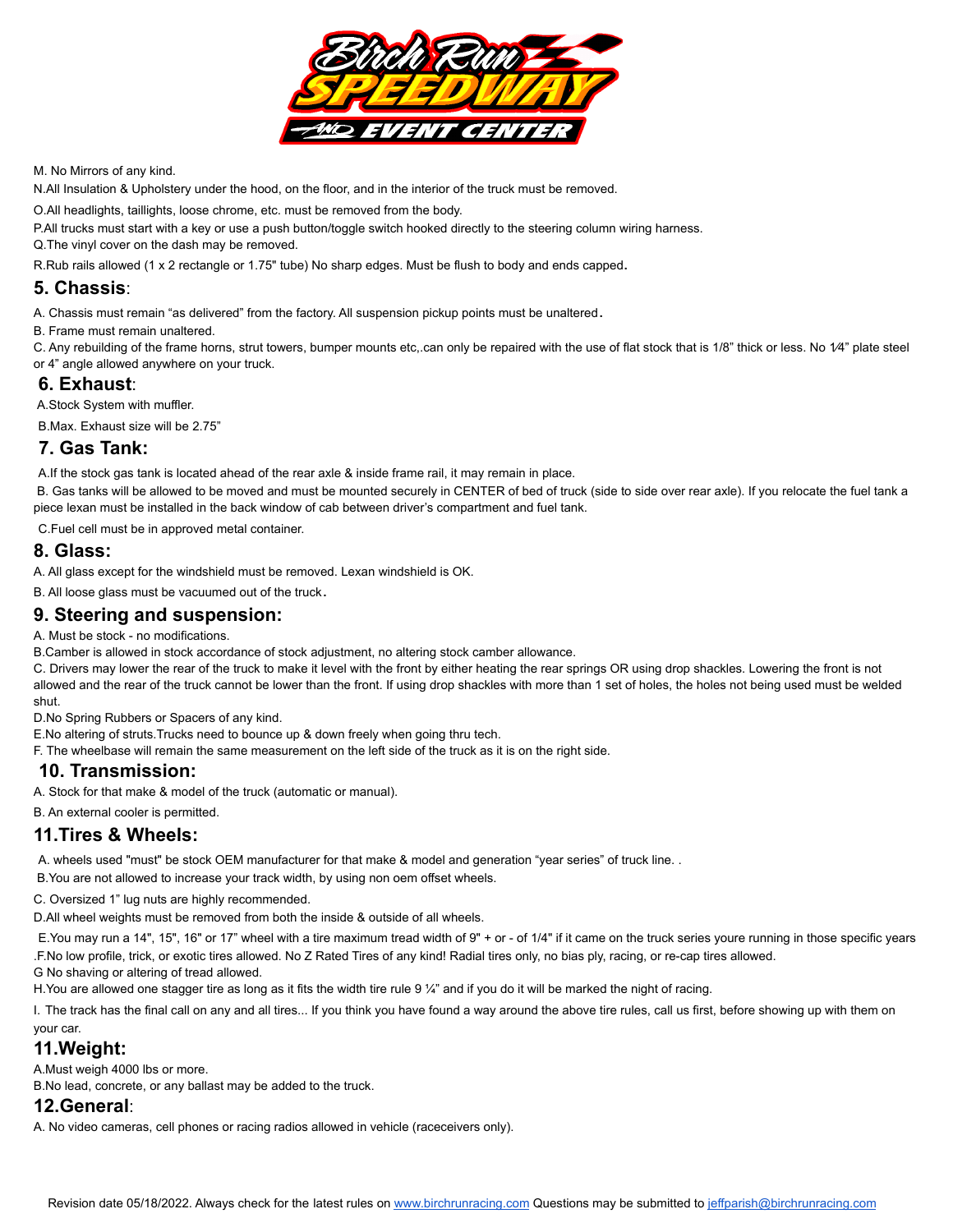M. No Mirrors of any kind.

N.All Insulation & Upholstery under the hood, on the floor, and in the interior of the truck must be removed.

O.All headlights, taillights, loose chrome, etc. must be removed from the body.

P.All trucks must start with a key or use a push button/toggle switch hooked directly to the steering column wiring harness.

Q.The vinyl cover on the dash may be removed.

R.Rub rails allowed (1 x 2 rectangle or 1.75" tube) No sharp edges. Must be flush to body and ends capped.

## 5. Chassis:

A. Chassis must remain "as delivered" from the factory. All suspension pickup points must be unaltered.

B. Frame must remain unaltered.

C. Any rebuilding of the frame horns, strut towers, bumper mounts etc,.can only be repaired with the use of flat stock that is 1/8" thick or less. No 1⁄4" plate steel or 4" angle allowed anywhere on your truck.

## 6. Exhaust:

A.Stock System with muffler.

B.Max. Exhaust size will be 2.75"

## 7. Gas Tank:

A.If the stock gas tank is located ahead of the rear axle & inside frame rail, it may remain in place.

B. Gas tanks will be allowed to be moved and must be mounted securely in CENTER of bed of truck (side to side over rear axle). If you relocate the fuel tank a piece lexan must be installed in the back window of cab between driver's compartment and fuel tank.

C.Fuel cell must be in approved metal container.

## 8. Glass:

A. All glass except for the windshield must be removed. Lexan windshield is OK.

B. All loose glass must be vacuumed out of the truck.

## 9. Steering and suspension:

A. Must be stock - no modifications.

B.Camber is allowed in stock accordance of stock adjustment, no altering stock camber allowance.

C. Drivers may lower the rear of the truck to make it level with the front by either heating the rear springs OR using drop shackles. Lowering the front is not allowed and the rear of the truck cannot be lower than the front. If using drop shackles with more than 1 set of holes, the holes not being used must be welded shut.

D.No Spring Rubbers or Spacers of any kind.

E.No altering of struts.Trucks need to bounce up & down freely when going thru tech.

F. The wheelbase will remain the same measurement on the left side of the truck as it is on the right side.

## 10. Transmission:

A. Stock for that make & model of the truck (automatic or manual).

B. An external cooler is permitted.

## 11.Tires & Wheels:

A. wheels used "must" be stock OEM manufacturer for that make & model and generation "year series" of truck line. .

B.You are not allowed to increase your track width, by using non oem offset wheels.

C. Oversized 1" lug nuts are highly recommended.

D.All wheel weights must be removed from both the inside & outside of all wheels.

E.You may run a 14", 15", 16" or 17" wheel with a tire maximum tread width of 9" + or - of 1/4" if it came on the truck series youre running in those specific years

.F.No low profile, trick, or exotic tires allowed. No Z Rated Tires of any kind! Radial tires only, no bias ply, racing, or re-cap tires allowed.

G No shaving or altering of tread allowed.

H.You are allowed one stagger tire as long as it fits the width tire rule 9 ¼" and if you do it will be marked the night of racing.

I. The track has the final call on any and all tires... If you think you have found a way around the above tire rules, call us first, before showing up with them on your car.

## 11.Weight:

A.Must weigh 4000 lbs or more.

B.No lead, concrete, or any ballast may be added to the truck.

## 12.General:

A. No video cameras, cell phones or racing radios allowed in vehicle (raceceivers only).

Revision date 05/18/2022. Always check for the latest rules on www.birchrunracing.com Questions may be submitted to jeffparish@birchrunracing.com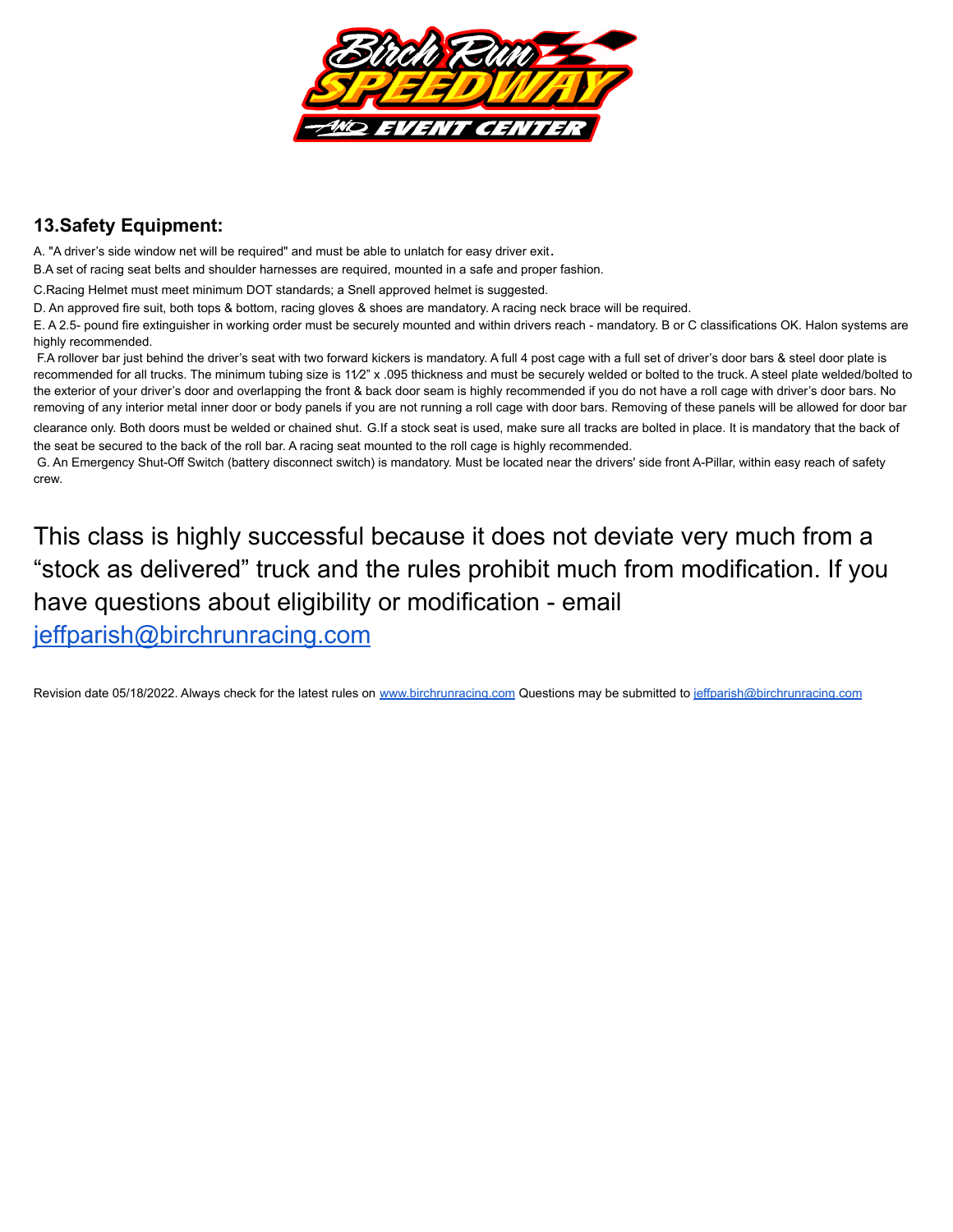## 13.Safety Equipment:

A. "A driver's side window net will be required" and must be able to unlatch for easy driver exit.

B.A set of racing seat belts and shoulder harnesses are required, mounted in a safe and proper fashion.

C.Racing Helmet must meet minimum DOT standards; a Snell approved helmet is suggested.

D. An approved fire suit, both tops & bottom, racing gloves & shoes are mandatory. A racing neck brace will be required.

E. A 2.5- pound fire extinguisher in working order must be securely mounted and within drivers reach - mandatory. B or C classifications OK. Halon systems are highly recommended.

F.A rollover bar just behind the driver's seat with two forward kickers is mandatory. A full 4 post cage with a full set of driver's door bars & steel door plate is recommended for all trucks. The minimum tubing size is 1½" x .095 thickness and must be securely welded or bolted to the truck. A steel plate welded/bolted to the exterior of your driver's door and overlapping the front & back door seam is highly recommended if you do not have a roll cage with driver's door bars. No removing of any interior metal inner door or body panels if you are not running a roll cage with door bars. Removing of these panels will be allowed for door bar clearance only. Both doors must be welded or chained shut. G.If a stock seat is used, make sure all tracks are bolted in place. It is mandatory that the back of the seat be secured to the back of the roll bar. A racing seat mounted to the roll cage is highly recommended.

G. An Emergency Shut-Off Switch (battery disconnect switch) is mandatory. Must be located near the drivers' side front A-Pillar, within easy reach of safety crew.

This class is highly successful because it does not deviate very much from a "stock as delivered" truck and the rules prohibit much from modification. If you have questions about eligibility or modification - email jeffparish@birchrunracing.com

Revision date 05/18/2022. Always check for the latest rules on www.birchrunracing.com Questions may be submitted to jeffparish@birchrunracing.com